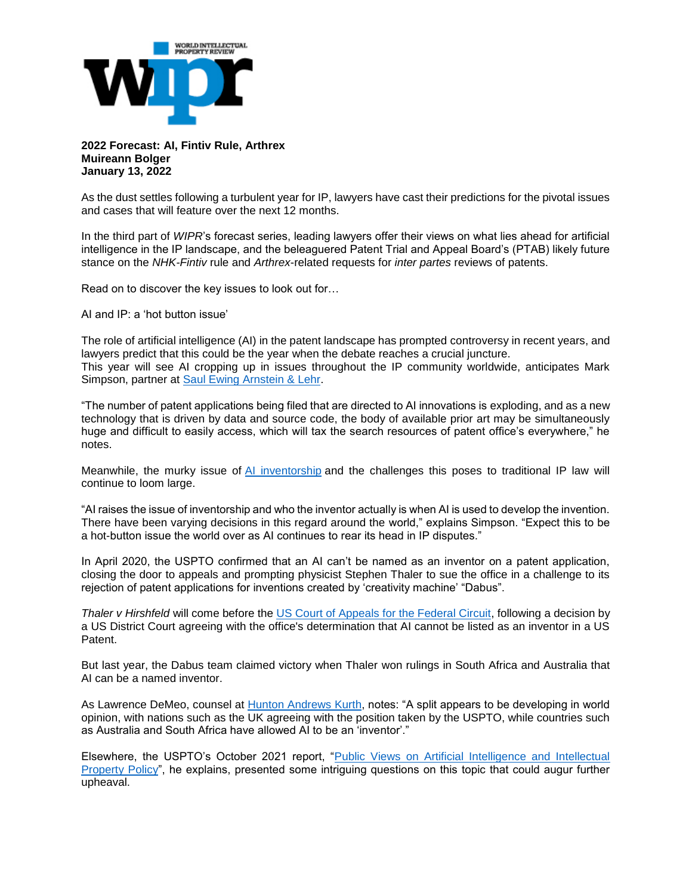**2022 Forecast: AI, Fintiv Rule, Arthrex**
**Muireann Bolger**
**January 13, 2022**

As the dust settles following a turbulent year for IP, lawyers have cast their predictions for the pivotal issues and cases that will feature over the next 12 months.

In the third part of *WIPR*'s forecast series, leading lawyers offer their views on what lies ahead for artificial intelligence in the IP landscape, and the beleaguered Patent Trial and Appeal Board's (PTAB) likely future stance on the *NHK-Fintiv* rule and *Arthrex*-related requests for *inter partes* reviews of patents.

Read on to discover the key issues to look out for…

AI and IP: a 'hot button issue'

The role of artificial intelligence (AI) in the patent landscape has prompted controversy in recent years, and lawyers predict that this could be the year when the debate reaches a crucial juncture.
This year will see AI cropping up in issues throughout the IP community worldwide, anticipates Mark Simpson, partner at Saul Ewing Arnstein & Lehr.

"The number of patent applications being filed that are directed to AI innovations is exploding, and as a new technology that is driven by data and source code, the body of available prior art may be simultaneously huge and difficult to easily access, which will tax the search resources of patent office's everywhere," he notes.

Meanwhile, the murky issue of AI inventorship and the challenges this poses to traditional IP law will continue to loom large.

"AI raises the issue of inventorship and who the inventor actually is when AI is used to develop the invention. There have been varying decisions in this regard around the world," explains Simpson. "Expect this to be a hot-button issue the world over as AI continues to rear its head in IP disputes."

In April 2020, the USPTO confirmed that an AI can't be named as an inventor on a patent application, closing the door to appeals and prompting physicist Stephen Thaler to sue the office in a challenge to its rejection of patent applications for inventions created by 'creativity machine' "Dabus".

*Thaler v Hirshfeld* will come before the US Court of Appeals for the Federal Circuit, following a decision by a US District Court agreeing with the office's determination that AI cannot be listed as an inventor in a US Patent.

But last year, the Dabus team claimed victory when Thaler won rulings in South Africa and Australia that AI can be a named inventor.

As Lawrence DeMeo, counsel at Hunton Andrews Kurth, notes: "A split appears to be developing in world opinion, with nations such as the UK agreeing with the position taken by the USPTO, while countries such as Australia and South Africa have allowed AI to be an 'inventor'."

Elsewhere, the USPTO's October 2021 report, "Public Views on Artificial Intelligence and Intellectual Property Policy", he explains, presented some intriguing questions on this topic that could augur further upheaval.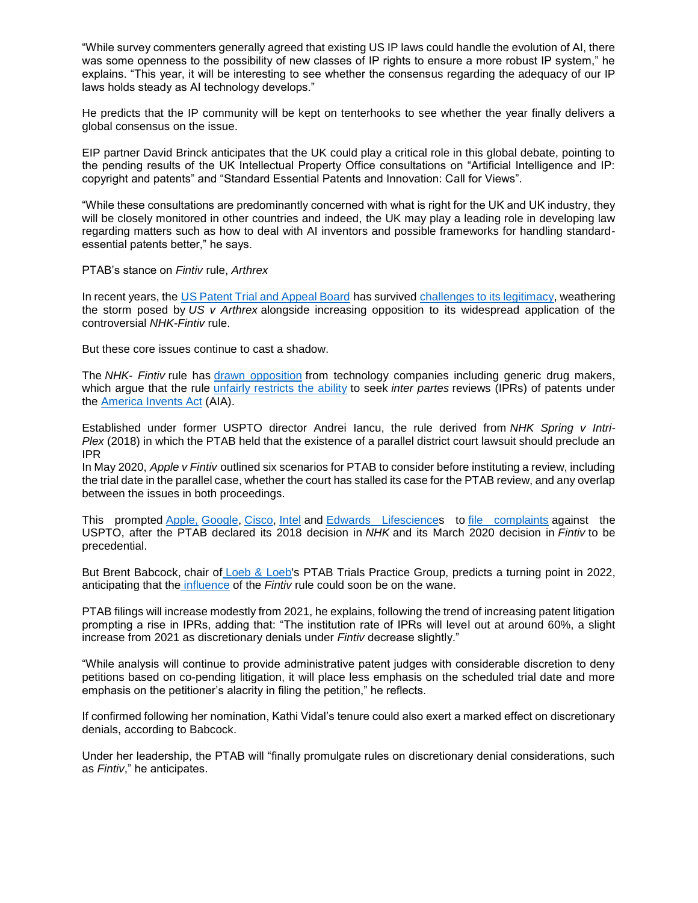"While survey commenters generally agreed that existing US IP laws could handle the evolution of AI, there was some openness to the possibility of new classes of IP rights to ensure a more robust IP system," he explains. "This year, it will be interesting to see whether the consensus regarding the adequacy of our IP laws holds steady as AI technology develops."

He predicts that the IP community will be kept on tenterhooks to see whether the year finally delivers a global consensus on the issue.

EIP partner David Brinck anticipates that the UK could play a critical role in this global debate, pointing to the pending results of the UK Intellectual Property Office consultations on "Artificial Intelligence and IP: copyright and patents" and "Standard Essential Patents and Innovation: Call for Views".

"While these consultations are predominantly concerned with what is right for the UK and UK industry, they will be closely monitored in other countries and indeed, the UK may play a leading role in developing law regarding matters such as how to deal with AI inventors and possible frameworks for handling standard-essential patents better," he says.

PTAB's stance on *Fintiv* rule, *Arthrex*

In recent years, the US Patent Trial and Appeal Board has survived challenges to its legitimacy, weathering the storm posed by *US v Arthrex* alongside increasing opposition to its widespread application of the controversial *NHK-Fintiv* rule.

But these core issues continue to cast a shadow.

The *NHK- Fintiv* rule has drawn opposition from technology companies including generic drug makers, which argue that the rule unfairly restricts the ability to seek *inter partes* reviews (IPRs) of patents under the America Invents Act (AIA).

Established under former USPTO director Andrei Iancu, the rule derived from *NHK Spring v Intri-Plex* (2018) in which the PTAB held that the existence of a parallel district court lawsuit should preclude an IPR
In May 2020, *Apple v Fintiv* outlined six scenarios for PTAB to consider before instituting a review, including the trial date in the parallel case, whether the court has stalled its case for the PTAB review, and any overlap between the issues in both proceedings.

This prompted Apple, Google, Cisco, Intel and Edwards Lifesciences to file complaints against the USPTO, after the PTAB declared its 2018 decision in *NHK* and its March 2020 decision in *Fintiv* to be precedential.

But Brent Babcock, chair of Loeb & Loeb's PTAB Trials Practice Group, predicts a turning point in 2022, anticipating that the influence of the *Fintiv* rule could soon be on the wane.

PTAB filings will increase modestly from 2021, he explains, following the trend of increasing patent litigation prompting a rise in IPRs, adding that: "The institution rate of IPRs will level out at around 60%, a slight increase from 2021 as discretionary denials under *Fintiv* decrease slightly."

"While analysis will continue to provide administrative patent judges with considerable discretion to deny petitions based on co-pending litigation, it will place less emphasis on the scheduled trial date and more emphasis on the petitioner's alacrity in filing the petition," he reflects.

If confirmed following her nomination, Kathi Vidal's tenure could also exert a marked effect on discretionary denials, according to Babcock.

Under her leadership, the PTAB will "finally promulgate rules on discretionary denial considerations, such as *Fintiv*," he anticipates.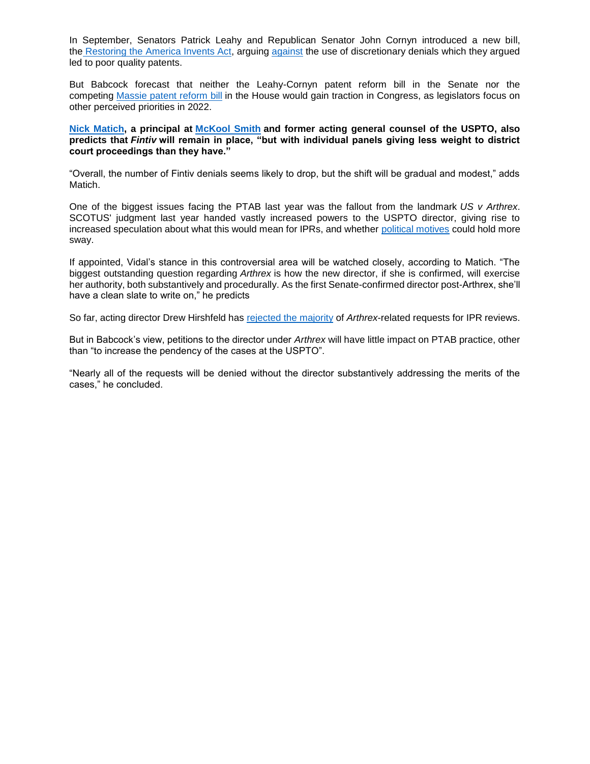In September, Senators Patrick Leahy and Republican Senator John Cornyn introduced a new bill, the Restoring the America Invents Act, arguing against the use of discretionary denials which they argued led to poor quality patents.

But Babcock forecast that neither the Leahy-Cornyn patent reform bill in the Senate nor the competing Massie patent reform bill in the House would gain traction in Congress, as legislators focus on other perceived priorities in 2022.

**Nick Matich, a principal at McKool Smith and former acting general counsel of the USPTO, also predicts that *Fintiv* will remain in place, "but with individual panels giving less weight to district court proceedings than they have."**

"Overall, the number of Fintiv denials seems likely to drop, but the shift will be gradual and modest," adds Matich.

One of the biggest issues facing the PTAB last year was the fallout from the landmark *US v Arthrex*. SCOTUS' judgment last year handed vastly increased powers to the USPTO director, giving rise to increased speculation about what this would mean for IPRs, and whether political motives could hold more sway.

If appointed, Vidal's stance in this controversial area will be watched closely, according to Matich. "The biggest outstanding question regarding *Arthrex* is how the new director, if she is confirmed, will exercise her authority, both substantively and procedurally. As the first Senate-confirmed director post-Arthrex, she'll have a clean slate to write on," he predicts

So far, acting director Drew Hirshfeld has rejected the majority of *Arthrex*-related requests for IPR reviews.

But in Babcock's view, petitions to the director under *Arthrex* will have little impact on PTAB practice, other than "to increase the pendency of the cases at the USPTO".

"Nearly all of the requests will be denied without the director substantively addressing the merits of the cases," he concluded.